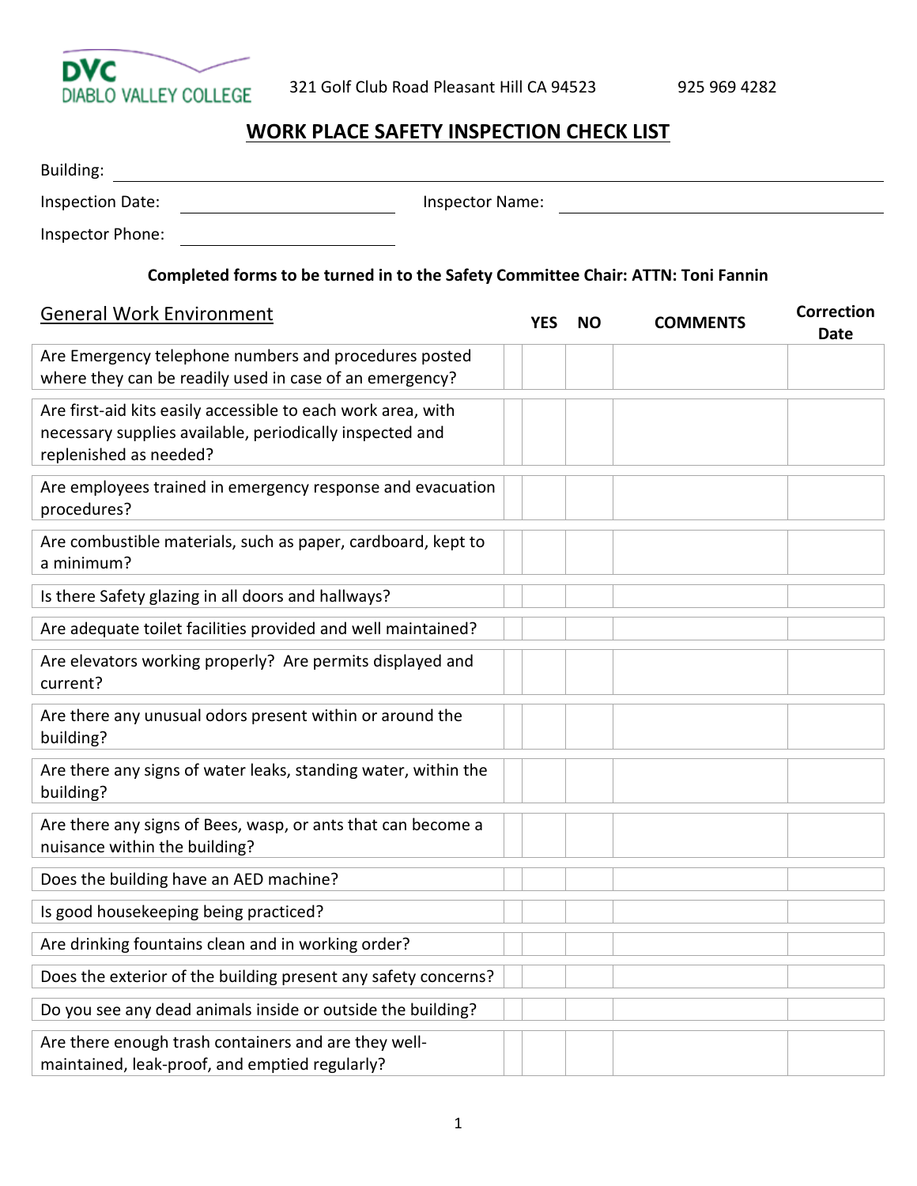DVC DIABLO VALLEY COLLEGE    321 Golf Club Road Pleasant Hill CA 94523    925 969 4282

# WORK PLACE SAFETY INSPECTION CHECK LIST

Building: ______________________________

Inspection Date: ____________________    Inspector Name: ____________________

Inspector Phone: ____________________

**Completed forms to be turned in to the Safety Committee Chair: ATTN: Toni Fannin**

| General Work Environment | YES | NO | COMMENTS | Correction Date |
|---|---|---|---|---|
| Are Emergency telephone numbers and procedures posted where they can be readily used in case of an emergency? | | | | |
| Are first-aid kits easily accessible to each work area, with necessary supplies available, periodically inspected and replenished as needed? | | | | |
| Are employees trained in emergency response and evacuation procedures? | | | | |
| Are combustible materials, such as paper, cardboard, kept to a minimum? | | | | |
| Is there Safety glazing in all doors and hallways? | | | | |
| Are adequate toilet facilities provided and well maintained? | | | | |
| Are elevators working properly? Are permits displayed and current? | | | | |
| Are there any unusual odors present within or around the building? | | | | |
| Are there any signs of water leaks, standing water, within the building? | | | | |
| Are there any signs of Bees, wasp, or ants that can become a nuisance within the building? | | | | |
| Does the building have an AED machine? | | | | |
| Is good housekeeping being practiced? | | | | |
| Are drinking fountains clean and in working order? | | | | |
| Does the exterior of the building present any safety concerns? | | | | |
| Do you see any dead animals inside or outside the building? | | | | |
| Are there enough trash containers and are they well-maintained, leak-proof, and emptied regularly? | | | | |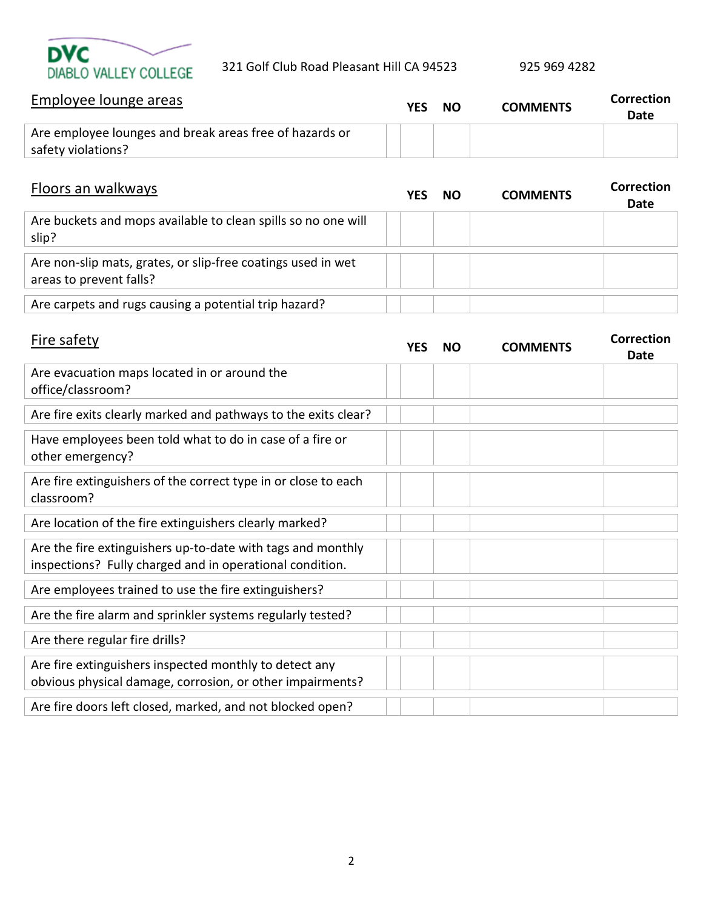DVC DIABLO VALLEY COLLEGE 321 Golf Club Road Pleasant Hill CA 94523 925 969 4282

| Employee lounge areas | | YES | NO | COMMENTS | Correction Date |
|---|---|---|---|---|---|
| Are employee lounges and break areas free of hazards or safety violations? | | | | | |

| Floors an walkways | | YES | NO | COMMENTS | Correction Date |
|---|---|---|---|---|---|
| Are buckets and mops available to clean spills so no one will slip? | | | | | |
| Are non-slip mats, grates, or slip-free coatings used in wet areas to prevent falls? | | | | | |
| Are carpets and rugs causing a potential trip hazard? | | | | | |

| Fire safety | | YES | NO | COMMENTS | Correction Date |
|---|---|---|---|---|---|
| Are evacuation maps located in or around the office/classroom? | | | | | |
| Are fire exits clearly marked and pathways to the exits clear? | | | | | |
| Have employees been told what to do in case of a fire or other emergency? | | | | | |
| Are fire extinguishers of the correct type in or close to each classroom? | | | | | |
| Are location of the fire extinguishers clearly marked? | | | | | |
| Are the fire extinguishers up-to-date with tags and monthly inspections? Fully charged and in operational condition. | | | | | |
| Are employees trained to use the fire extinguishers? | | | | | |
| Are the fire alarm and sprinkler systems regularly tested? | | | | | |
| Are there regular fire drills? | | | | | |
| Are fire extinguishers inspected monthly to detect any obvious physical damage, corrosion, or other impairments? | | | | | |
| Are fire doors left closed, marked, and not blocked open? | | | | | |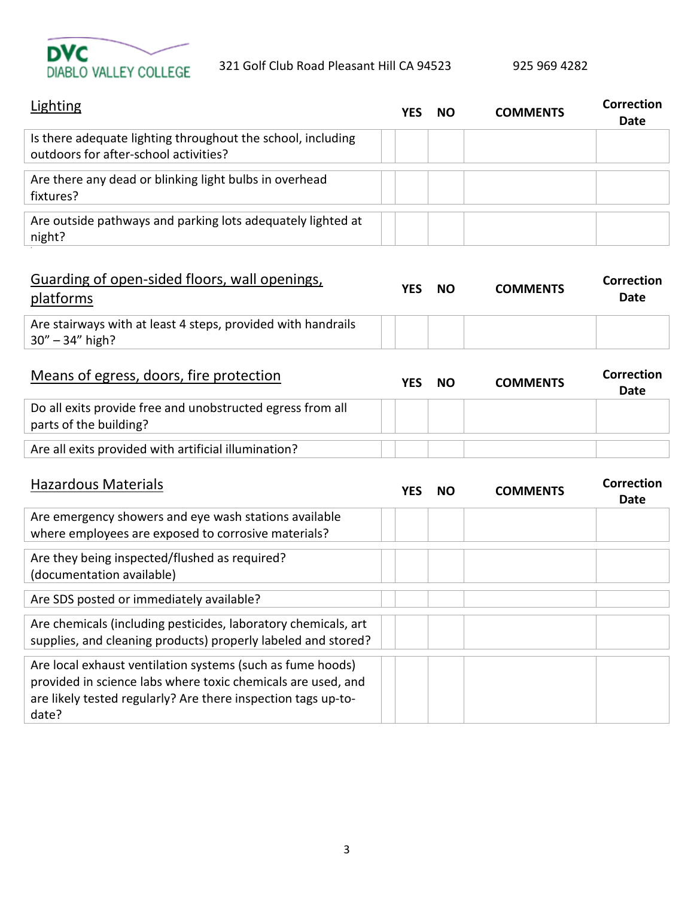DVC DIABLO VALLEY COLLEGE 321 Golf Club Road Pleasant Hill CA 94523 925 969 4282

| Lighting | | YES | NO | COMMENTS | Correction Date |
|---|---|---|---|---|---|
| Is there adequate lighting throughout the school, including outdoors for after-school activities? | | | | | |
| Are there any dead or blinking light bulbs in overhead fixtures? | | | | | |
| Are outside pathways and parking lots adequately lighted at night? | | | | | |

| Guarding of open-sided floors, wall openings, platforms | | YES | NO | COMMENTS | Correction Date |
|---|---|---|---|---|---|
| Are stairways with at least 4 steps, provided with handrails 30" – 34" high? | | | | | |

| Means of egress, doors, fire protection | | YES | NO | COMMENTS | Correction Date |
|---|---|---|---|---|---|
| Do all exits provide free and unobstructed egress from all parts of the building? | | | | | |
| Are all exits provided with artificial illumination? | | | | | |

| Hazardous Materials | | YES | NO | COMMENTS | Correction Date |
|---|---|---|---|---|---|
| Are emergency showers and eye wash stations available where employees are exposed to corrosive materials? | | | | | |
| Are they being inspected/flushed as required? (documentation available) | | | | | |
| Are SDS posted or immediately available? | | | | | |
| Are chemicals (including pesticides, laboratory chemicals, art supplies, and cleaning products) properly labeled and stored? | | | | | |
| Are local exhaust ventilation systems (such as fume hoods) provided in science labs where toxic chemicals are used, and are likely tested regularly? Are there inspection tags up-to-date? | | | | | |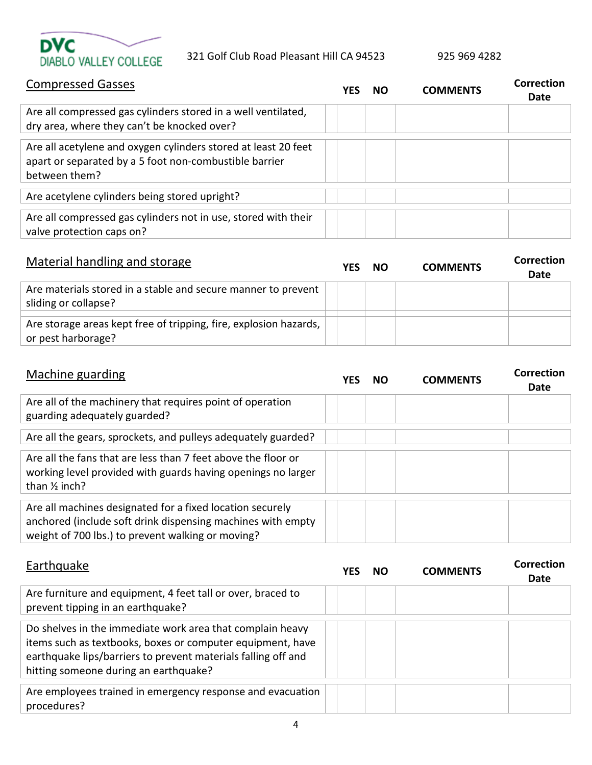DVC DIABLO VALLEY COLLEGE 321 Golf Club Road Pleasant Hill CA 94523 925 969 4282

| Compressed Gasses | YES | NO | COMMENTS | Correction Date |
|---|---|---|---|---|
| Are all compressed gas cylinders stored in a well ventilated, dry area, where they can't be knocked over? | | | | |
| Are all acetylene and oxygen cylinders stored at least 20 feet apart or separated by a 5 foot non-combustible barrier between them? | | | | |
| Are acetylene cylinders being stored upright? | | | | |
| Are all compressed gas cylinders not in use, stored with their valve protection caps on? | | | | |

| Material handling and storage | YES | NO | COMMENTS | Correction Date |
|---|---|---|---|---|
| Are materials stored in a stable and secure manner to prevent sliding or collapse? | | | | |
| Are storage areas kept free of tripping, fire, explosion hazards, or pest harborage? | | | | |

| Machine guarding | YES | NO | COMMENTS | Correction Date |
|---|---|---|---|---|
| Are all of the machinery that requires point of operation guarding adequately guarded? | | | | |
| Are all the gears, sprockets, and pulleys adequately guarded? | | | | |
| Are all the fans that are less than 7 feet above the floor or working level provided with guards having openings no larger than ½ inch? | | | | |
| Are all machines designated for a fixed location securely anchored (include soft drink dispensing machines with empty weight of 700 lbs.) to prevent walking or moving? | | | | |

| Earthquake | YES | NO | COMMENTS | Correction Date |
|---|---|---|---|---|
| Are furniture and equipment, 4 feet tall or over, braced to prevent tipping in an earthquake? | | | | |
| Do shelves in the immediate work area that complain heavy items such as textbooks, boxes or computer equipment, have earthquake lips/barriers to prevent materials falling off and hitting someone during an earthquake? | | | | |
| Are employees trained in emergency response and evacuation procedures? | | | | |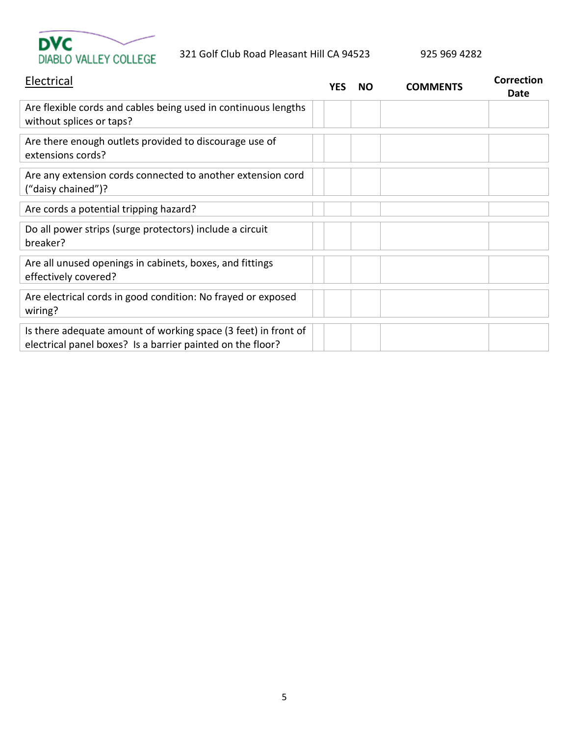DVC DIABLO VALLEY COLLEGE 321 Golf Club Road Pleasant Hill CA 94523 925 969 4282

| Electrical | | YES | NO | COMMENTS | Correction Date |
|---|---|---|---|---|---|
| Are flexible cords and cables being used in continuous lengths without splices or taps? | | | | | |
| Are there enough outlets provided to discourage use of extensions cords? | | | | | |
| Are any extension cords connected to another extension cord (“daisy chained”)? | | | | | |
| Are cords a potential tripping hazard? | | | | | |
| Do all power strips (surge protectors) include a circuit breaker? | | | | | |
| Are all unused openings in cabinets, boxes, and fittings effectively covered? | | | | | |
| Are electrical cords in good condition: No frayed or exposed wiring? | | | | | |
| Is there adequate amount of working space (3 feet) in front of electrical panel boxes? Is a barrier painted on the floor? | | | | | |